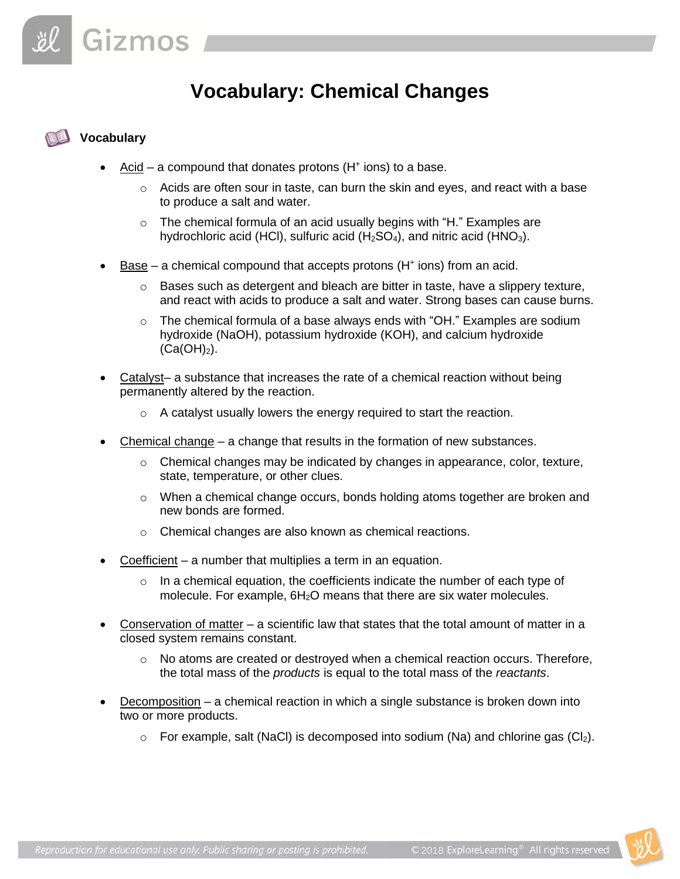# Vocabulary: Chemical Changes

## Vocabulary

- Acid – a compound that donates protons ($H^+$ ions) to a base.
  - Acids are often sour in taste, can burn the skin and eyes, and react with a base to produce a salt and water.
  - The chemical formula of an acid usually begins with "H." Examples are hydrochloric acid ($HCl$), sulfuric acid ($H_2SO_4$), and nitric acid ($HNO_3$).
- Base – a chemical compound that accepts protons ($H^+$ ions) from an acid.
  - Bases such as detergent and bleach are bitter in taste, have a slippery texture, and react with acids to produce a salt and water. Strong bases can cause burns.
  - The chemical formula of a base always ends with "OH." Examples are sodium hydroxide ($NaOH$), potassium hydroxide ($KOH$), and calcium hydroxide ($Ca(OH)_2$).
- Catalyst– a substance that increases the rate of a chemical reaction without being permanently altered by the reaction.
  - A catalyst usually lowers the energy required to start the reaction.
- Chemical change – a change that results in the formation of new substances.
  - Chemical changes may be indicated by changes in appearance, color, texture, state, temperature, or other clues.
  - When a chemical change occurs, bonds holding atoms together are broken and new bonds are formed.
  - Chemical changes are also known as chemical reactions.
- Coefficient – a number that multiplies a term in an equation.
  - In a chemical equation, the coefficients indicate the number of each type of molecule. For example, $6H_2O$ means that there are six water molecules.
- Conservation of matter – a scientific law that states that the total amount of matter in a closed system remains constant.
  - No atoms are created or destroyed when a chemical reaction occurs. Therefore, the total mass of the *products* is equal to the total mass of the *reactants*.
- Decomposition – a chemical reaction in which a single substance is broken down into two or more products.
  - For example, salt ($NaCl$) is decomposed into sodium ($Na$) and chlorine gas ($Cl_2$).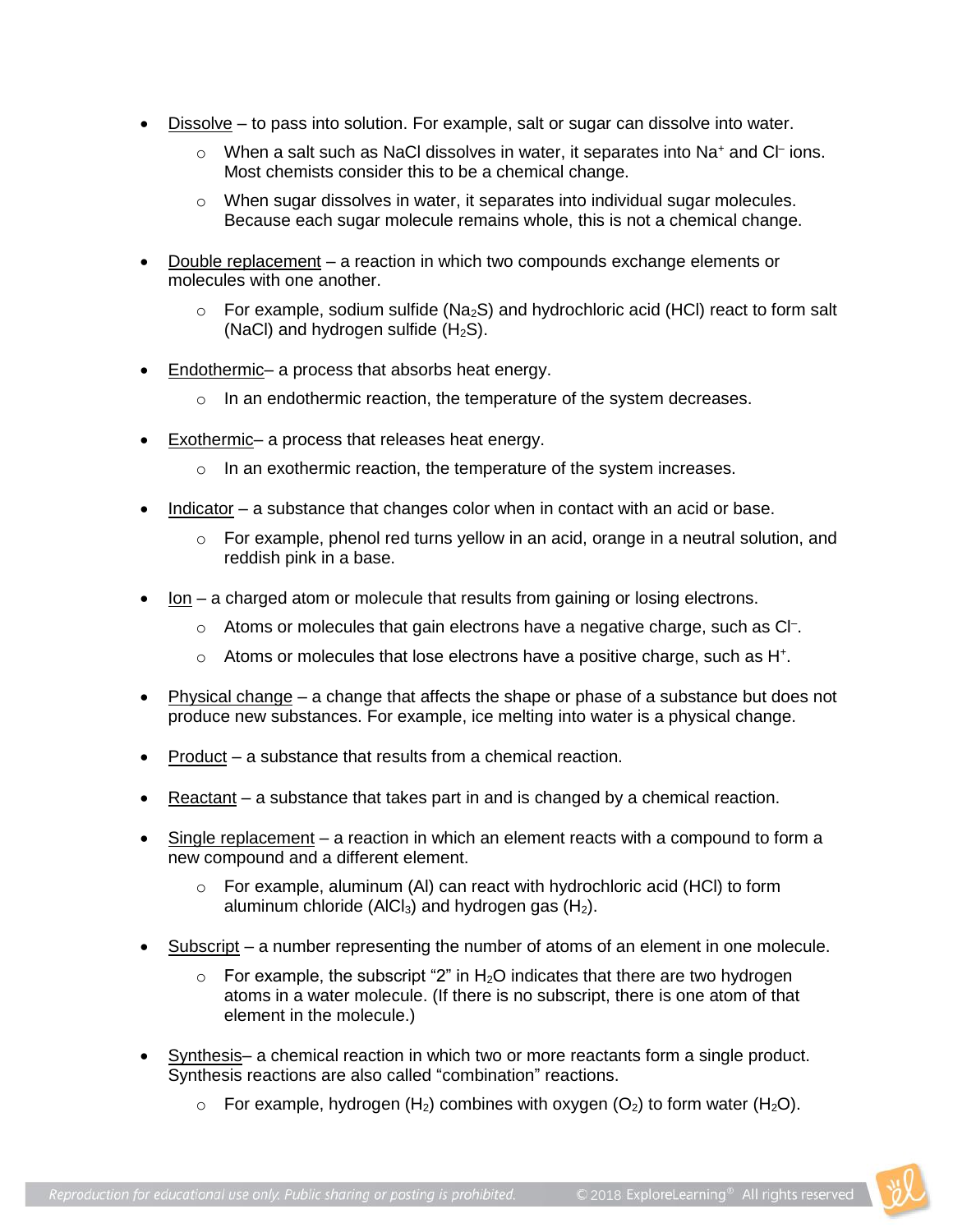- Dissolve – to pass into solution. For example, salt or sugar can dissolve into water.
  - When a salt such as NaCl dissolves in water, it separates into $Na^+$ and $Cl^-$ ions. Most chemists consider this to be a chemical change.
  - When sugar dissolves in water, it separates into individual sugar molecules. Because each sugar molecule remains whole, this is not a chemical change.
- Double replacement – a reaction in which two compounds exchange elements or molecules with one another.
  - For example, sodium sulfide ($Na_2S$) and hydrochloric acid (HCl) react to form salt (NaCl) and hydrogen sulfide ($H_2S$).
- Endothermic– a process that absorbs heat energy.
  - In an endothermic reaction, the temperature of the system decreases.
- Exothermic– a process that releases heat energy.
  - In an exothermic reaction, the temperature of the system increases.
- Indicator – a substance that changes color when in contact with an acid or base.
  - For example, phenol red turns yellow in an acid, orange in a neutral solution, and reddish pink in a base.
- Ion – a charged atom or molecule that results from gaining or losing electrons.
  - Atoms or molecules that gain electrons have a negative charge, such as $Cl^-$.
  - Atoms or molecules that lose electrons have a positive charge, such as $H^+$.
- Physical change – a change that affects the shape or phase of a substance but does not produce new substances. For example, ice melting into water is a physical change.
- Product – a substance that results from a chemical reaction.
- Reactant – a substance that takes part in and is changed by a chemical reaction.
- Single replacement – a reaction in which an element reacts with a compound to form a new compound and a different element.
  - For example, aluminum (Al) can react with hydrochloric acid (HCl) to form aluminum chloride ($AlCl_3$) and hydrogen gas ($H_2$).
- Subscript – a number representing the number of atoms of an element in one molecule.
  - For example, the subscript "2" in $H_2O$ indicates that there are two hydrogen atoms in a water molecule. (If there is no subscript, there is one atom of that element in the molecule.)
- Synthesis– a chemical reaction in which two or more reactants form a single product. Synthesis reactions are also called "combination" reactions.
  - For example, hydrogen ($H_2$) combines with oxygen ($O_2$) to form water ($H_2O$).